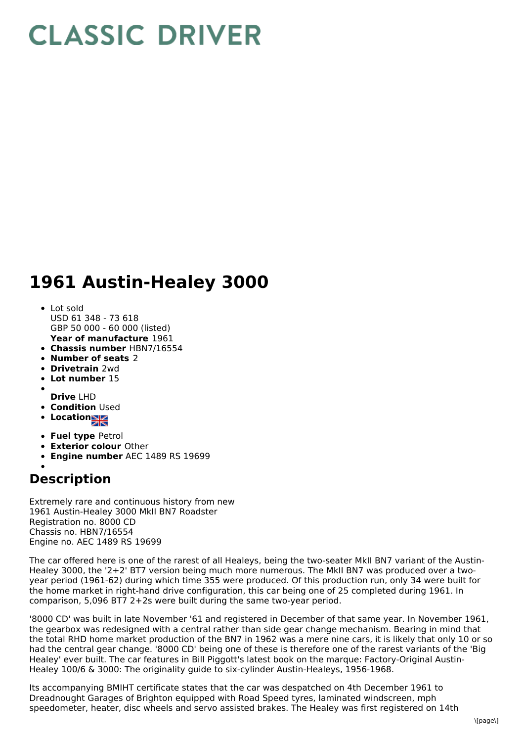# CLASSIC DRIVER

# 1961 Austin-Healey 3000

- Lot sold
  USD 61 348 - 73 618
  GBP 50 000 - 60 000 (listed)
  **Year of manufacture** 1961
- **Chassis number** HBN7/16554
- **Number of seats** 2
- **Drivetrain** 2wd
- **Lot number** 15
- **Drive** LHD
- **Condition** Used
- **Location**
- **Fuel type** Petrol
- **Exterior colour** Other
- **Engine number** AEC 1489 RS 19699

## Description

Extremely rare and continuous history from new
1961 Austin-Healey 3000 MkII BN7 Roadster
Registration no. 8000 CD
Chassis no. HBN7/16554
Engine no. AEC 1489 RS 19699

The car offered here is one of the rarest of all Healeys, being the two-seater MkII BN7 variant of the Austin-Healey 3000, the '2+2' BT7 version being much more numerous. The MkII BN7 was produced over a two-year period (1961-62) during which time 355 were produced. Of this production run, only 34 were built for the home market in right-hand drive configuration, this car being one of 25 completed during 1961. In comparison, 5,096 BT7 2+2s were built during the same two-year period.

'8000 CD' was built in late November '61 and registered in December of that same year. In November 1961, the gearbox was redesigned with a central rather than side gear change mechanism. Bearing in mind that the total RHD home market production of the BN7 in 1962 was a mere nine cars, it is likely that only 10 or so had the central gear change. '8000 CD' being one of these is therefore one of the rarest variants of the 'Big Healey' ever built. The car features in Bill Piggott's latest book on the marque: Factory-Original Austin-Healey 100/6 & 3000: The originality guide to six-cylinder Austin-Healeys, 1956-1968.

Its accompanying BMIHT certificate states that the car was despatched on 4th December 1961 to Dreadnought Garages of Brighton equipped with Road Speed tyres, laminated windscreen, mph speedometer, heater, disc wheels and servo assisted brakes. The Healey was first registered on 14th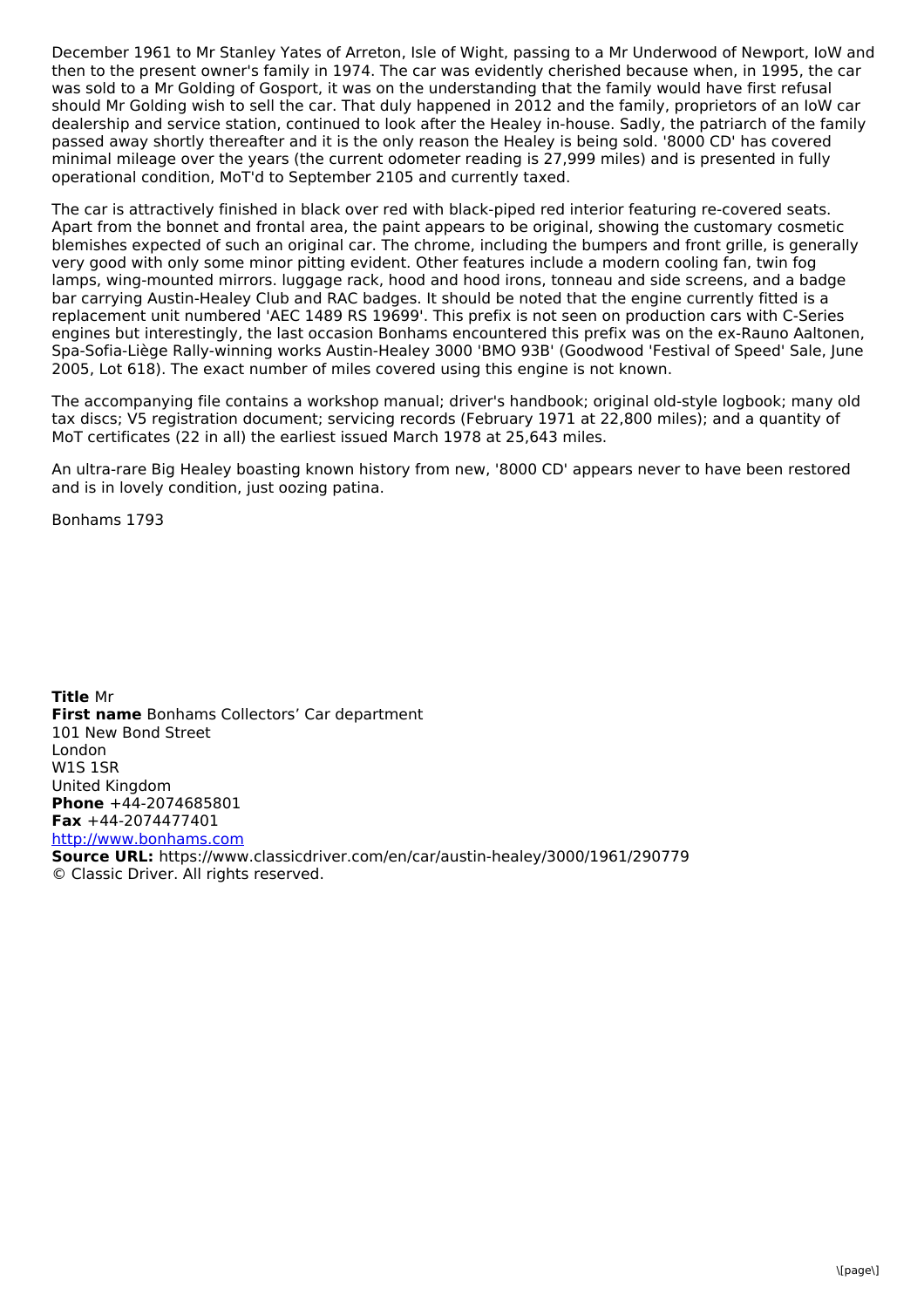December 1961 to Mr Stanley Yates of Arreton, Isle of Wight, passing to a Mr Underwood of Newport, IoW and then to the present owner's family in 1974. The car was evidently cherished because when, in 1995, the car was sold to a Mr Golding of Gosport, it was on the understanding that the family would have first refusal should Mr Golding wish to sell the car. That duly happened in 2012 and the family, proprietors of an IoW car dealership and service station, continued to look after the Healey in-house. Sadly, the patriarch of the family passed away shortly thereafter and it is the only reason the Healey is being sold. '8000 CD' has covered minimal mileage over the years (the current odometer reading is 27,999 miles) and is presented in fully operational condition, MoT'd to September 2105 and currently taxed.

The car is attractively finished in black over red with black-piped red interior featuring re-covered seats. Apart from the bonnet and frontal area, the paint appears to be original, showing the customary cosmetic blemishes expected of such an original car. The chrome, including the bumpers and front grille, is generally very good with only some minor pitting evident. Other features include a modern cooling fan, twin fog lamps, wing-mounted mirrors. luggage rack, hood and hood irons, tonneau and side screens, and a badge bar carrying Austin-Healey Club and RAC badges. It should be noted that the engine currently fitted is a replacement unit numbered 'AEC 1489 RS 19699'. This prefix is not seen on production cars with C-Series engines but interestingly, the last occasion Bonhams encountered this prefix was on the ex-Rauno Aaltonen, Spa-Sofia-Liège Rally-winning works Austin-Healey 3000 'BMO 93B' (Goodwood 'Festival of Speed' Sale, June 2005, Lot 618). The exact number of miles covered using this engine is not known.

The accompanying file contains a workshop manual; driver's handbook; original old-style logbook; many old tax discs; V5 registration document; servicing records (February 1971 at 22,800 miles); and a quantity of MoT certificates (22 in all) the earliest issued March 1978 at 25,643 miles.

An ultra-rare Big Healey boasting known history from new, '8000 CD' appears never to have been restored and is in lovely condition, just oozing patina.

Bonhams 1793

**Title** Mr
**First name** Bonhams Collectors' Car department
101 New Bond Street
London
W1S 1SR
United Kingdom
**Phone** +44-2074685801
**Fax** +44-2074477401
http://www.bonhams.com
**Source URL:** https://www.classicdriver.com/en/car/austin-healey/3000/1961/290779
© Classic Driver. All rights reserved.